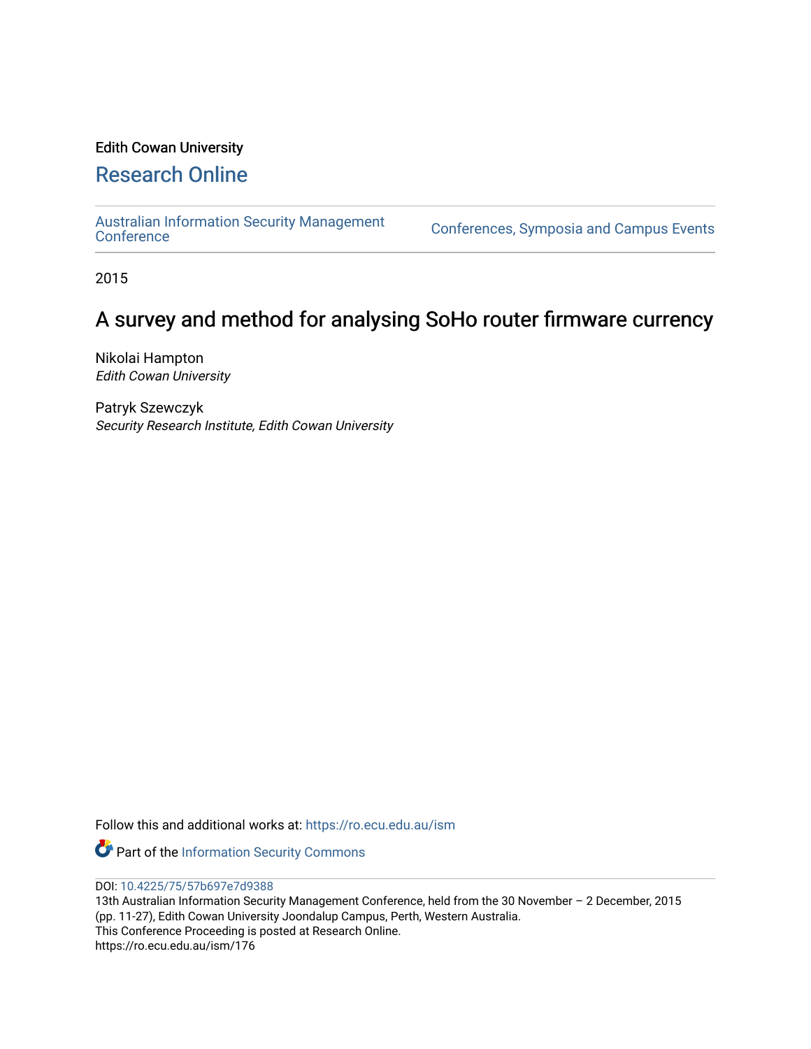Edith Cowan University

# Research Online

Australian Information Security Management Conference | Conferences, Symposia and Campus Events

2015

## A survey and method for analysing SoHo router firmware currency

Nikolai Hampton
*Edith Cowan University*

Patryk Szewczyk
*Security Research Institute, Edith Cowan University*

Follow this and additional works at: https://ro.ecu.edu.au/ism

Part of the Information Security Commons

DOI: 10.4225/75/57b697e7d9388

13th Australian Information Security Management Conference, held from the 30 November – 2 December, 2015 (pp. 11-27), Edith Cowan University Joondalup Campus, Perth, Western Australia.
This Conference Proceeding is posted at Research Online.
https://ro.ecu.edu.au/ism/176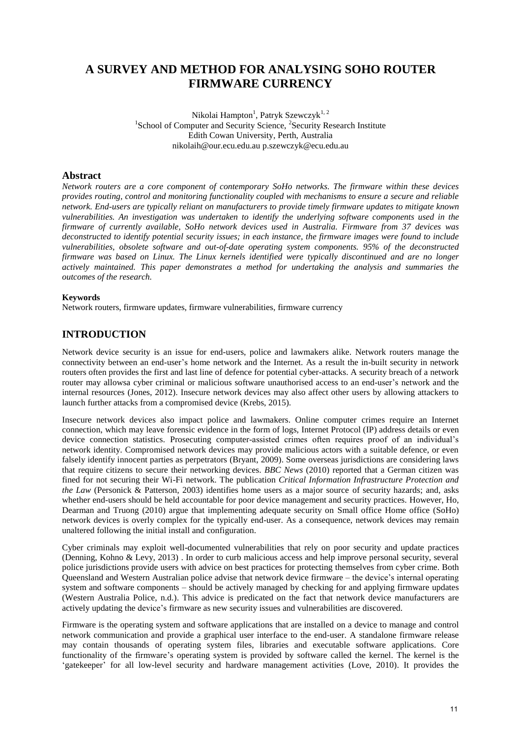# A SURVEY AND METHOD FOR ANALYSING SOHO ROUTER FIRMWARE CURRENCY

Nikolai Hampton[1], Patryk Szewczyk[1, 2]
[1]School of Computer and Security Science, [2]Security Research Institute
Edith Cowan University, Perth, Australia
nikolaih@our.ecu.edu.au p.szewczyk@ecu.edu.au

## Abstract

*Network routers are a core component of contemporary SoHo networks. The firmware within these devices provides routing, control and monitoring functionality coupled with mechanisms to ensure a secure and reliable network. End-users are typically reliant on manufacturers to provide timely firmware updates to mitigate known vulnerabilities. An investigation was undertaken to identify the underlying software components used in the firmware of currently available, SoHo network devices used in Australia. Firmware from 37 devices was deconstructed to identify potential security issues; in each instance, the firmware images were found to include vulnerabilities, obsolete software and out-of-date operating system components. 95% of the deconstructed firmware was based on Linux. The Linux kernels identified were typically discontinued and are no longer actively maintained. This paper demonstrates a method for undertaking the analysis and summaries the outcomes of the research.*

**Keywords**

Network routers, firmware updates, firmware vulnerabilities, firmware currency

## INTRODUCTION

Network device security is an issue for end-users, police and lawmakers alike. Network routers manage the connectivity between an end-user's home network and the Internet. As a result the in-built security in network routers often provides the first and last line of defence for potential cyber-attacks. A security breach of a network router may allowsa cyber criminal or malicious software unauthorised access to an end-user's network and the internal resources (Jones, 2012). Insecure network devices may also affect other users by allowing attackers to launch further attacks from a compromised device (Krebs, 2015).

Insecure network devices also impact police and lawmakers. Online computer crimes require an Internet connection, which may leave forensic evidence in the form of logs, Internet Protocol (IP) address details or even device connection statistics. Prosecuting computer-assisted crimes often requires proof of an individual's network identity. Compromised network devices may provide malicious actors with a suitable defence, or even falsely identify innocent parties as perpetrators (Bryant, 2009). Some overseas jurisdictions are considering laws that require citizens to secure their networking devices. *BBC News* (2010) reported that a German citizen was fined for not securing their Wi-Fi network. The publication *Critical Information Infrastructure Protection and the Law* (Personick & Patterson, 2003) identifies home users as a major source of security hazards; and, asks whether end-users should be held accountable for poor device management and security practices. However, Ho, Dearman and Truong (2010) argue that implementing adequate security on Small office Home office (SoHo) network devices is overly complex for the typically end-user. As a consequence, network devices may remain unaltered following the initial install and configuration.

Cyber criminals may exploit well-documented vulnerabilities that rely on poor security and update practices (Denning, Kohno & Levy, 2013) . In order to curb malicious access and help improve personal security, several police jurisdictions provide users with advice on best practices for protecting themselves from cyber crime. Both Queensland and Western Australian police advise that network device firmware – the device's internal operating system and software components – should be actively managed by checking for and applying firmware updates (Western Australia Police, n.d.). This advice is predicated on the fact that network device manufacturers are actively updating the device's firmware as new security issues and vulnerabilities are discovered.

Firmware is the operating system and software applications that are installed on a device to manage and control network communication and provide a graphical user interface to the end-user. A standalone firmware release may contain thousands of operating system files, libraries and executable software applications. Core functionality of the firmware's operating system is provided by software called the kernel. The kernel is the 'gatekeeper' for all low-level security and hardware management activities (Love, 2010). It provides the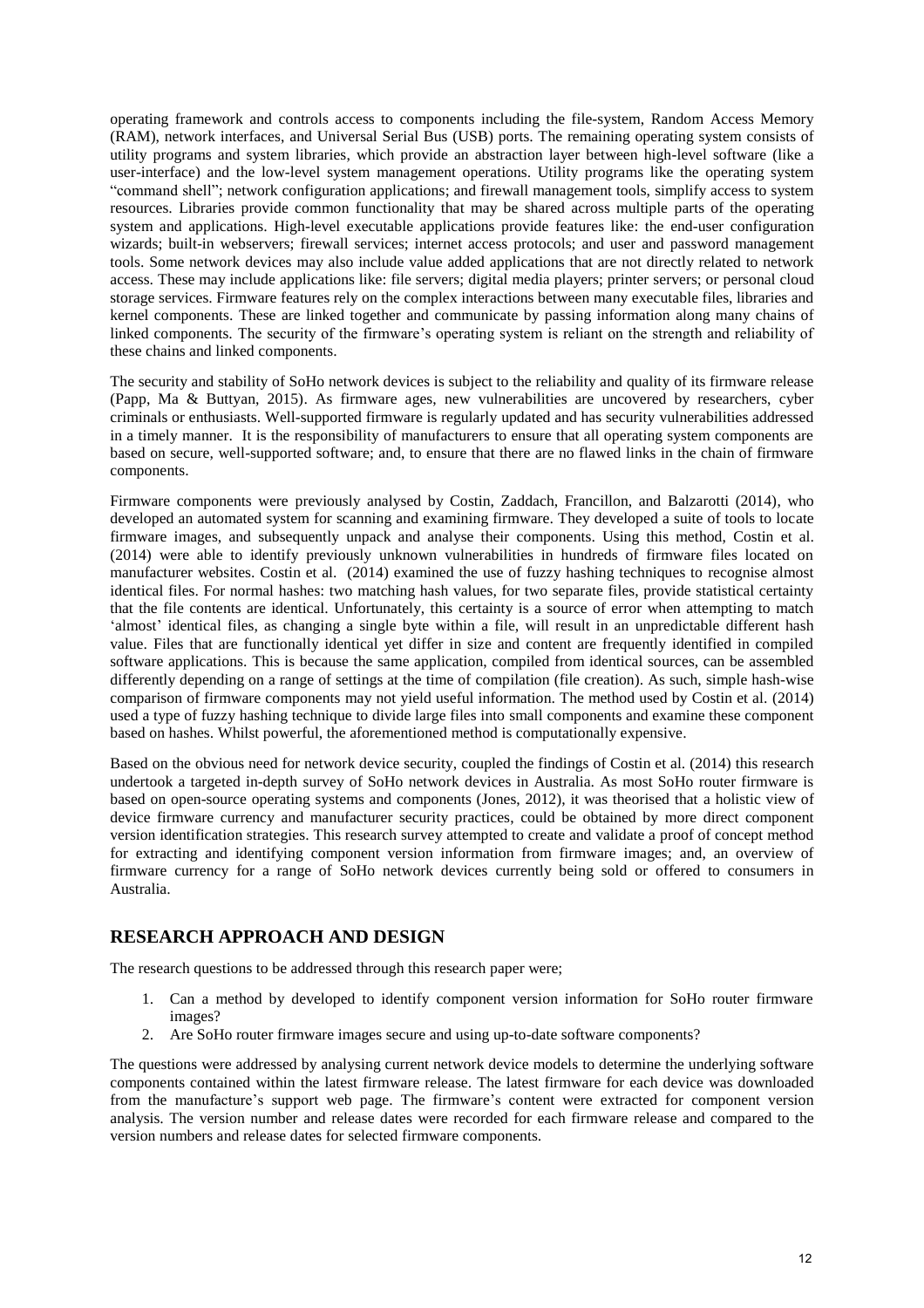operating framework and controls access to components including the file-system, Random Access Memory (RAM), network interfaces, and Universal Serial Bus (USB) ports. The remaining operating system consists of utility programs and system libraries, which provide an abstraction layer between high-level software (like a user-interface) and the low-level system management operations. Utility programs like the operating system "command shell"; network configuration applications; and firewall management tools, simplify access to system resources. Libraries provide common functionality that may be shared across multiple parts of the operating system and applications. High-level executable applications provide features like: the end-user configuration wizards; built-in webservers; firewall services; internet access protocols; and user and password management tools. Some network devices may also include value added applications that are not directly related to network access. These may include applications like: file servers; digital media players; printer servers; or personal cloud storage services. Firmware features rely on the complex interactions between many executable files, libraries and kernel components. These are linked together and communicate by passing information along many chains of linked components. The security of the firmware's operating system is reliant on the strength and reliability of these chains and linked components.

The security and stability of SoHo network devices is subject to the reliability and quality of its firmware release (Papp, Ma & Buttyan, 2015). As firmware ages, new vulnerabilities are uncovered by researchers, cyber criminals or enthusiasts. Well-supported firmware is regularly updated and has security vulnerabilities addressed in a timely manner. It is the responsibility of manufacturers to ensure that all operating system components are based on secure, well-supported software; and, to ensure that there are no flawed links in the chain of firmware components.

Firmware components were previously analysed by Costin, Zaddach, Francillon, and Balzarotti (2014), who developed an automated system for scanning and examining firmware. They developed a suite of tools to locate firmware images, and subsequently unpack and analyse their components. Using this method, Costin et al. (2014) were able to identify previously unknown vulnerabilities in hundreds of firmware files located on manufacturer websites. Costin et al. (2014) examined the use of fuzzy hashing techniques to recognise almost identical files. For normal hashes: two matching hash values, for two separate files, provide statistical certainty that the file contents are identical. Unfortunately, this certainty is a source of error when attempting to match 'almost' identical files, as changing a single byte within a file, will result in an unpredictable different hash value. Files that are functionally identical yet differ in size and content are frequently identified in compiled software applications. This is because the same application, compiled from identical sources, can be assembled differently depending on a range of settings at the time of compilation (file creation). As such, simple hash-wise comparison of firmware components may not yield useful information. The method used by Costin et al. (2014) used a type of fuzzy hashing technique to divide large files into small components and examine these component based on hashes. Whilst powerful, the aforementioned method is computationally expensive.

Based on the obvious need for network device security, coupled the findings of Costin et al. (2014) this research undertook a targeted in-depth survey of SoHo network devices in Australia. As most SoHo router firmware is based on open-source operating systems and components (Jones, 2012), it was theorised that a holistic view of device firmware currency and manufacturer security practices, could be obtained by more direct component version identification strategies. This research survey attempted to create and validate a proof of concept method for extracting and identifying component version information from firmware images; and, an overview of firmware currency for a range of SoHo network devices currently being sold or offered to consumers in Australia.

## RESEARCH APPROACH AND DESIGN

The research questions to be addressed through this research paper were;

1. Can a method by developed to identify component version information for SoHo router firmware images?
2. Are SoHo router firmware images secure and using up-to-date software components?

The questions were addressed by analysing current network device models to determine the underlying software components contained within the latest firmware release. The latest firmware for each device was downloaded from the manufacture's support web page. The firmware's content were extracted for component version analysis. The version number and release dates were recorded for each firmware release and compared to the version numbers and release dates for selected firmware components.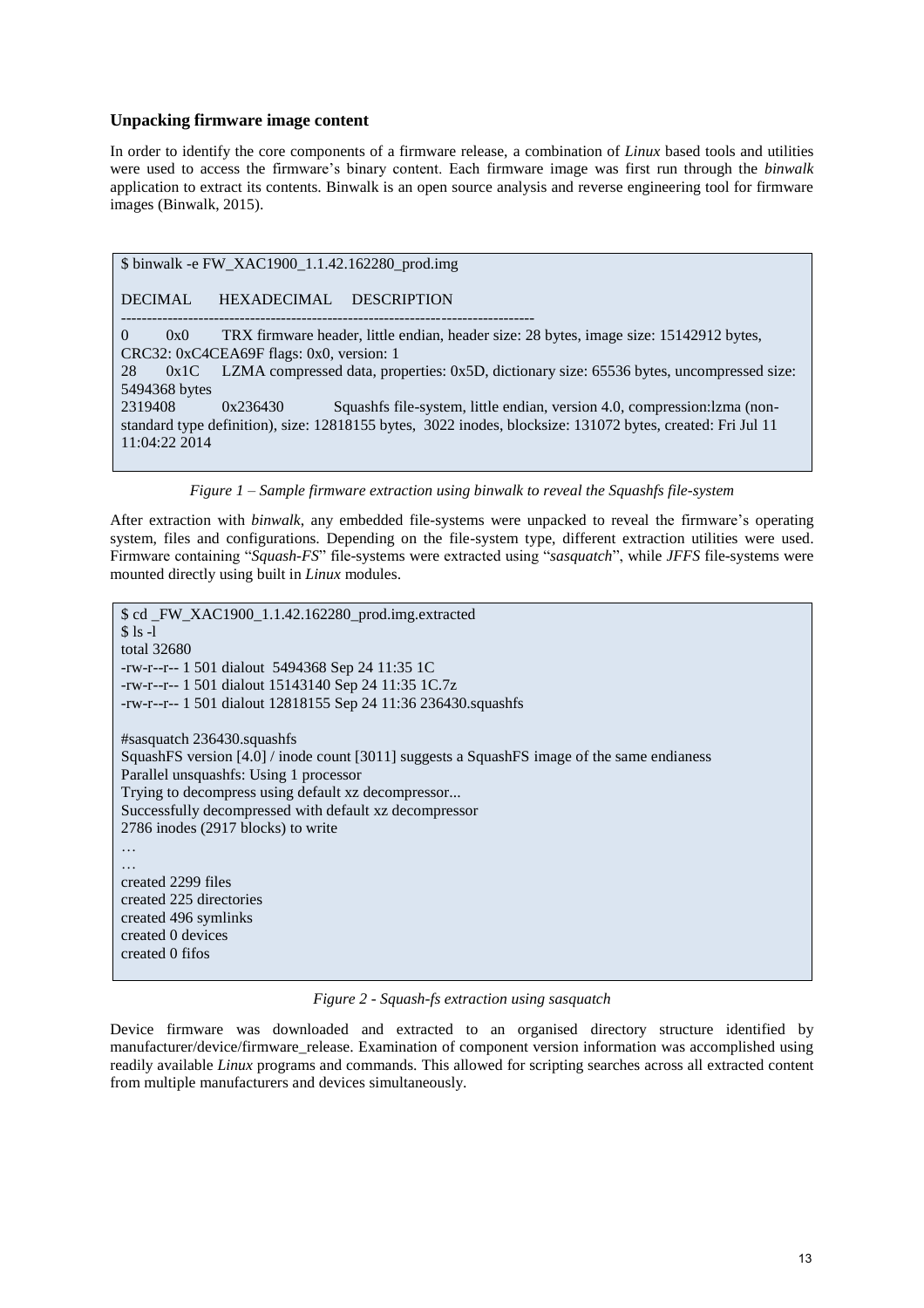### Unpacking firmware image content

In order to identify the core components of a firmware release, a combination of *Linux* based tools and utilities were used to access the firmware's binary content. Each firmware image was first run through the *binwalk* application to extract its contents. Binwalk is an open source analysis and reverse engineering tool for firmware images (Binwalk, 2015).

```
$ binwalk -e FW_XAC1900_1.1.42.162280_prod.img

DECIMAL      HEXADECIMAL    DESCRIPTION
--------------------------------------------------------------------------------
0       0x0       TRX firmware header, little endian, header size: 28 bytes, image size: 15142912 bytes, CRC32: 0xC4CEA69F flags: 0x0, version: 1
28      0x1C      LZMA compressed data, properties: 0x5D, dictionary size: 65536 bytes, uncompressed size: 5494368 bytes
2319408         0x236430        Squashfs file-system, little endian, version 4.0, compression:lzma (non-standard type definition), size: 12818155 bytes,  3022 inodes, blocksize: 131072 bytes, created: Fri Jul 11 11:04:22 2014
```

*Figure 1 – Sample firmware extraction using binwalk to reveal the Squashfs file-system*

After extraction with *binwalk*, any embedded file-systems were unpacked to reveal the firmware's operating system, files and configurations. Depending on the file-system type, different extraction utilities were used. Firmware containing "*Squash-FS*" file-systems were extracted using "*sasquatch*", while *JFFS* file-systems were mounted directly using built in *Linux* modules.

```
$ cd _FW_XAC1900_1.1.42.162280_prod.img.extracted
$ ls -l
total 32680
-rw-r--r-- 1 501 dialout  5494368 Sep 24 11:35 1C
-rw-r--r-- 1 501 dialout 15143140 Sep 24 11:35 1C.7z
-rw-r--r-- 1 501 dialout 12818155 Sep 24 11:36 236430.squashfs

#sasquatch 236430.squashfs
SquashFS version [4.0] / inode count [3011] suggests a SquashFS image of the same endianess
Parallel unsquashfs: Using 1 processor
Trying to decompress using default xz decompressor...
Successfully decompressed with default xz decompressor
2786 inodes (2917 blocks) to write
…
…
created 2299 files
created 225 directories
created 496 symlinks
created 0 devices
created 0 fifos
```

*Figure 2 - Squash-fs extraction using sasquatch*

Device firmware was downloaded and extracted to an organised directory structure identified by manufacturer/device/firmware_release. Examination of component version information was accomplished using readily available *Linux* programs and commands. This allowed for scripting searches across all extracted content from multiple manufacturers and devices simultaneously.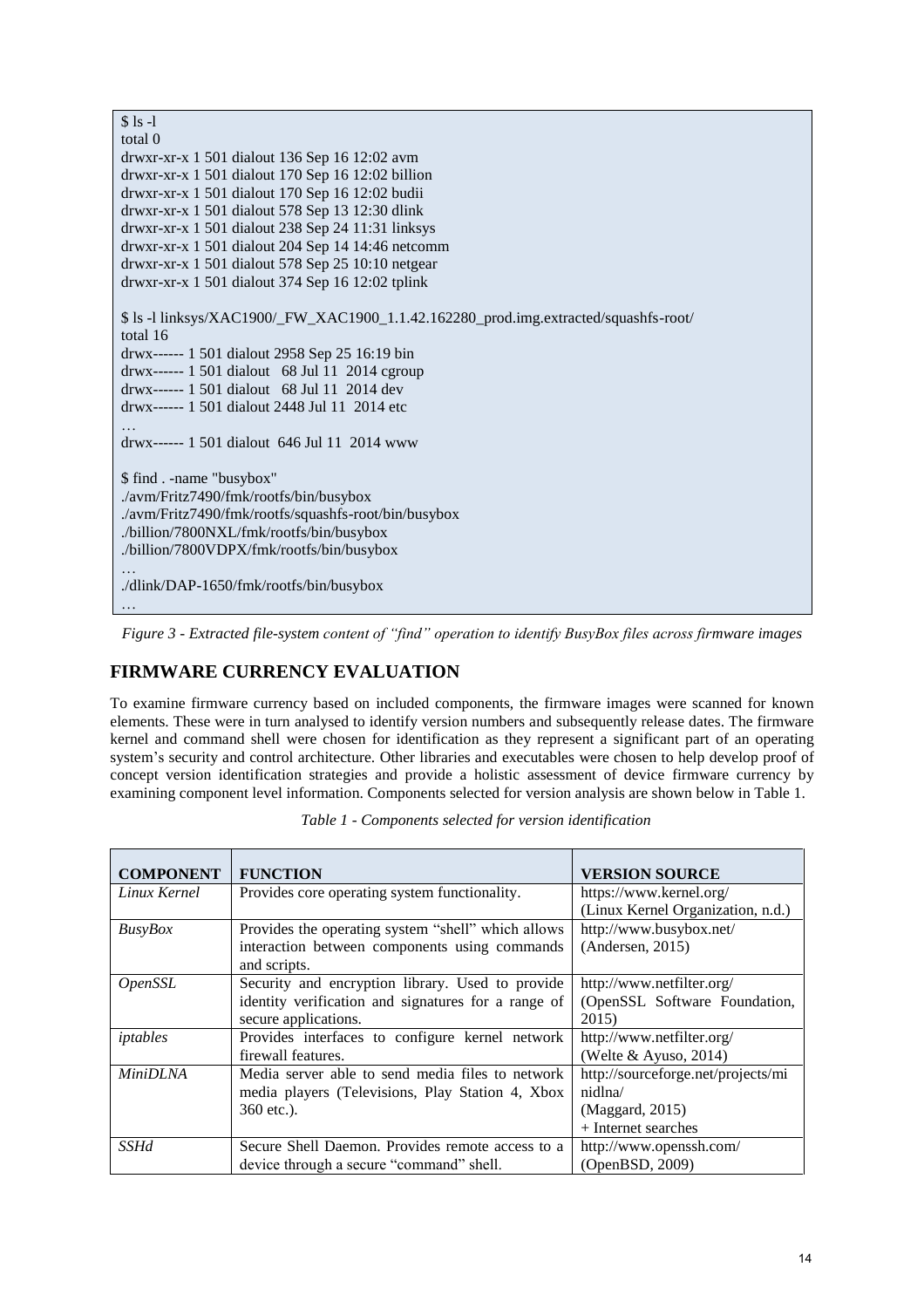```
$ ls -l
total 0
drwxr-xr-x 1 501 dialout 136 Sep 16 12:02 avm
drwxr-xr-x 1 501 dialout 170 Sep 16 12:02 billion
drwxr-xr-x 1 501 dialout 170 Sep 16 12:02 budii
drwxr-xr-x 1 501 dialout 578 Sep 13 12:30 dlink
drwxr-xr-x 1 501 dialout 238 Sep 24 11:31 linksys
drwxr-xr-x 1 501 dialout 204 Sep 14 14:46 netcomm
drwxr-xr-x 1 501 dialout 578 Sep 25 10:10 netgear
drwxr-xr-x 1 501 dialout 374 Sep 16 12:02 tplink

$ ls -l linksys/XAC1900/_FW_XAC1900_1.1.42.162280_prod.img.extracted/squashfs-root/
total 16
drwx------ 1 501 dialout 2958 Sep 25 16:19 bin
drwx------ 1 501 dialout   68 Jul 11  2014 cgroup
drwx------ 1 501 dialout   68 Jul 11  2014 dev
drwx------ 1 501 dialout 2448 Jul 11  2014 etc
…
drwx------ 1 501 dialout  646 Jul 11  2014 www

$ find . -name "busybox"
./avm/Fritz7490/fmk/rootfs/bin/busybox
./avm/Fritz7490/fmk/rootfs/squashfs-root/bin/busybox
./billion/7800NXL/fmk/rootfs/bin/busybox
./billion/7800VDPX/fmk/rootfs/bin/busybox
…
./dlink/DAP-1650/fmk/rootfs/bin/busybox
…
```

*Figure 3 - Extracted file-system content of "find" operation to identify BusyBox files across firmware images*

## FIRMWARE CURRENCY EVALUATION

To examine firmware currency based on included components, the firmware images were scanned for known elements. These were in turn analysed to identify version numbers and subsequently release dates. The firmware kernel and command shell were chosen for identification as they represent a significant part of an operating system's security and control architecture. Other libraries and executables were chosen to help develop proof of concept version identification strategies and provide a holistic assessment of device firmware currency by examining component level information. Components selected for version analysis are shown below in Table 1.

*Table 1 - Components selected for version identification*

| COMPONENT | FUNCTION | VERSION SOURCE |
|---|---|---|
| *Linux Kernel* | Provides core operating system functionality. | https://www.kernel.org/ (Linux Kernel Organization, n.d.) |
| *BusyBox* | Provides the operating system "shell" which allows interaction between components using commands and scripts. | http://www.busybox.net/ (Andersen, 2015) |
| *OpenSSL* | Security and encryption library. Used to provide identity verification and signatures for a range of secure applications. | http://www.netfilter.org/ (OpenSSL Software Foundation, 2015) |
| *iptables* | Provides interfaces to configure kernel network firewall features. | http://www.netfilter.org/ (Welte & Ayuso, 2014) |
| *MiniDLNA* | Media server able to send media files to network media players (Televisions, Play Station 4, Xbox 360 etc.). | http://sourceforge.net/projects/minidlna/ (Maggard, 2015) + Internet searches |
| *SSHd* | Secure Shell Daemon. Provides remote access to a device through a secure "command" shell. | http://www.openssh.com/ (OpenBSD, 2009) |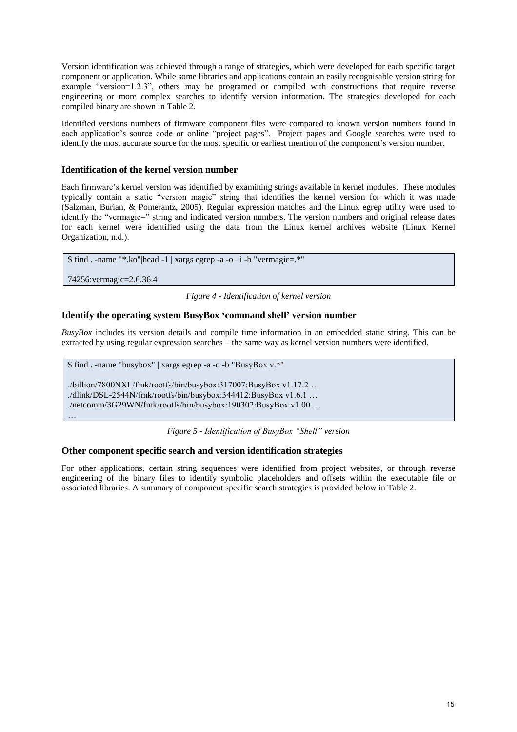Version identification was achieved through a range of strategies, which were developed for each specific target component or application. While some libraries and applications contain an easily recognisable version string for example "version=1.2.3", others may be programed or compiled with constructions that require reverse engineering or more complex searches to identify version information. The strategies developed for each compiled binary are shown in Table 2.

Identified versions numbers of firmware component files were compared to known version numbers found in each application's source code or online "project pages". Project pages and Google searches were used to identify the most accurate source for the most specific or earliest mention of the component's version number.

### Identification of the kernel version number

Each firmware's kernel version was identified by examining strings available in kernel modules. These modules typically contain a static "version magic" string that identifies the kernel version for which it was made (Salzman, Burian, & Pomerantz, 2005). Regular expression matches and the Linux egrep utility were used to identify the "vermagic=" string and indicated version numbers. The version numbers and original release dates for each kernel were identified using the data from the Linux kernel archives website (Linux Kernel Organization, n.d.).

```
$ find . -name "*.ko"|head -1 | xargs egrep -a -o –i -b "vermagic=.*"

74256:vermagic=2.6.36.4
```

*Figure 4 - Identification of kernel version*

### Identify the operating system BusyBox 'command shell' version number

*BusyBox* includes its version details and compile time information in an embedded static string. This can be extracted by using regular expression searches – the same way as kernel version numbers were identified.

```
$ find . -name "busybox" | xargs egrep -a -o -b "BusyBox v.*"

./billion/7800NXL/fmk/rootfs/bin/busybox:317007:BusyBox v1.17.2 …
./dlink/DSL-2544N/fmk/rootfs/bin/busybox:344412:BusyBox v1.6.1 …
./netcomm/3G29WN/fmk/rootfs/bin/busybox:190302:BusyBox v1.00 …
…
```

*Figure 5 - Identification of BusyBox "Shell" version*

### Other component specific search and version identification strategies

For other applications, certain string sequences were identified from project websites, or through reverse engineering of the binary files to identify symbolic placeholders and offsets within the executable file or associated libraries. A summary of component specific search strategies is provided below in Table 2.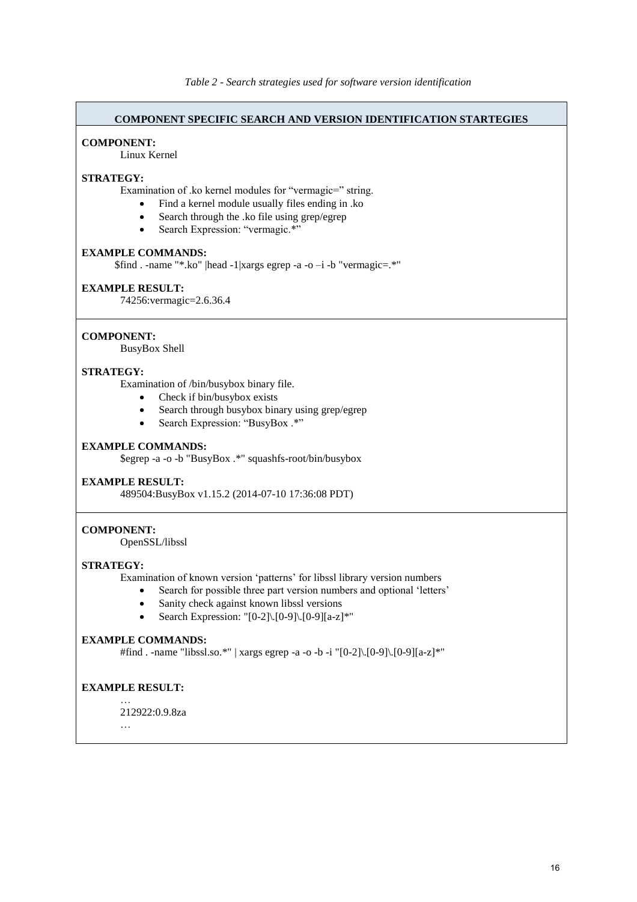*Table 2 - Search strategies used for software version identification*

**COMPONENT SPECIFIC SEARCH AND VERSION IDENTIFICATION STARTEGIES**

**COMPONENT:**

Linux Kernel

**STRATEGY:**

Examination of .ko kernel modules for "vermagic=" string.

- Find a kernel module usually files ending in .ko
- Search through the .ko file using grep/egrep
- Search Expression: "vermagic.*"

**EXAMPLE COMMANDS:**

```
$find . -name "*.ko" |head -1|xargs egrep -a -o –i -b "vermagic=.*"
```

**EXAMPLE RESULT:**

```
74256:vermagic=2.6.36.4
```

---

**COMPONENT:**

BusyBox Shell

**STRATEGY:**

Examination of /bin/busybox binary file.

- Check if bin/busybox exists
- Search through busybox binary using grep/egrep
- Search Expression: "BusyBox .*"

**EXAMPLE COMMANDS:**

```
$egrep -a -o -b "BusyBox .*" squashfs-root/bin/busybox
```

**EXAMPLE RESULT:**

```
489504:BusyBox v1.15.2 (2014-07-10 17:36:08 PDT)
```

---

**COMPONENT:**

OpenSSL/libssl

**STRATEGY:**

Examination of known version 'patterns' for libssl library version numbers

- Search for possible three part version numbers and optional 'letters'
- Sanity check against known libssl versions
- Search Expression: "[0-2]\.[0-9]\.[0-9][a-z]*"

**EXAMPLE COMMANDS:**

```
#find . -name "libssl.so.*" | xargs egrep -a -o -b -i "[0-2]\.[0-9]\.[0-9][a-z]*"
```

**EXAMPLE RESULT:**

```
…
212922:0.9.8za
…
```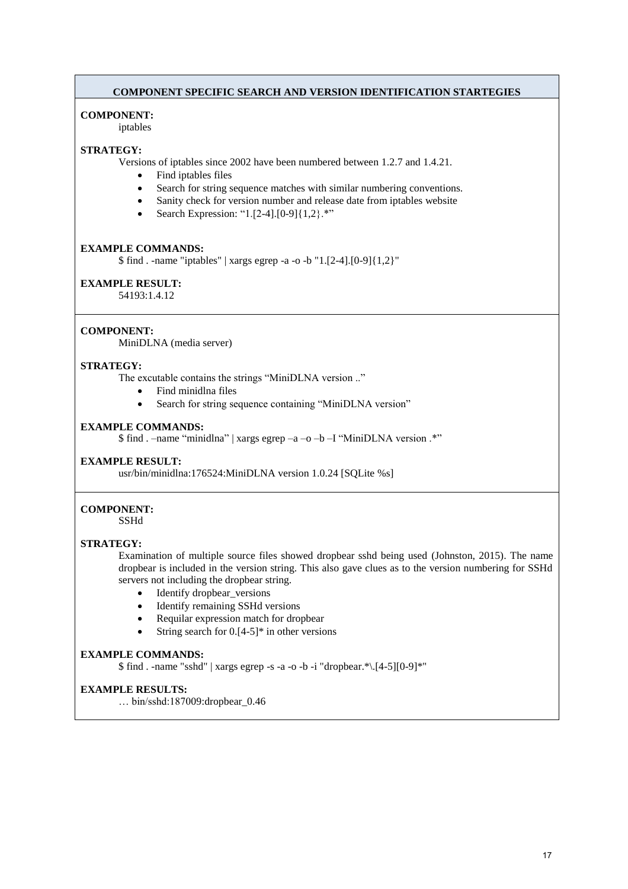**COMPONENT SPECIFIC SEARCH AND VERSION IDENTIFICATION STARTEGIES**

**COMPONENT:**

iptables

**STRATEGY:**

Versions of iptables since 2002 have been numbered between 1.2.7 and 1.4.21.

- Find iptables files
- Search for string sequence matches with similar numbering conventions.
- Sanity check for version number and release date from iptables website
- Search Expression: "1.[2-4].[0-9]{1,2}.*"

**EXAMPLE COMMANDS:**

```
$ find . -name "iptables" | xargs egrep -a -o -b "1.[2-4].[0-9]{1,2}"
```

**EXAMPLE RESULT:**

54193:1.4.12

---

**COMPONENT:**

MiniDLNA (media server)

**STRATEGY:**

The excutable contains the strings "MiniDLNA version .."

- Find minidlna files
- Search for string sequence containing "MiniDLNA version"

**EXAMPLE COMMANDS:**

```
$ find . –name "minidlna" | xargs egrep –a –o –b –I "MiniDLNA version .*"
```

**EXAMPLE RESULT:**

usr/bin/minidlna:176524:MiniDLNA version 1.0.24 [SQLite %s]

---

**COMPONENT:**

SSHd

**STRATEGY:**

Examination of multiple source files showed dropbear sshd being used (Johnston, 2015). The name dropbear is included in the version string. This also gave clues as to the version numbering for SSHd servers not including the dropbear string.

- Identify dropbear_versions
- Identify remaining SSHd versions
- Requilar expression match for dropbear
- String search for 0.[4-5]* in other versions

**EXAMPLE COMMANDS:**

```
$ find . -name "sshd" | xargs egrep -s -a -o -b -i "dropbear.*\.[4-5][0-9]*"
```

**EXAMPLE RESULTS:**

… bin/sshd:187009:dropbear_0.46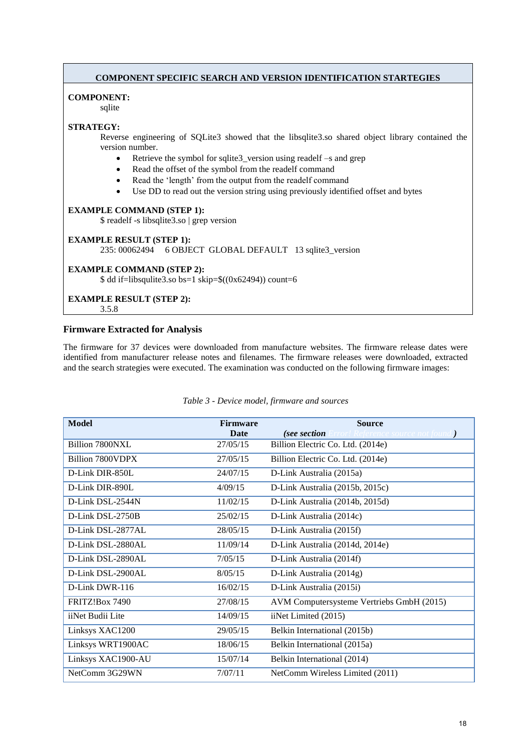| **COMPONENT SPECIFIC SEARCH AND VERSION IDENTIFICATION STARTEGIES** |
|---|
| **COMPONENT:**<br>sqlite<br><br>**STRATEGY:**<br>Reverse engineering of SQLite3 showed that the libsqlite3.so shared object library contained the version number.<br>• Retrieve the symbol for sqlite3_version using readelf –s and grep<br>• Read the offset of the symbol from the readelf command<br>• Read the 'length' from the output from the readelf command<br>• Use DD to read out the version string using previously identified offset and bytes<br><br>**EXAMPLE COMMAND (STEP 1):**<br>$ readelf -s libsqlite3.so \| grep version<br><br>**EXAMPLE RESULT (STEP 1):**<br>235: 00062494 6 OBJECT GLOBAL DEFAULT 13 sqlite3_version<br><br>**EXAMPLE COMMAND (STEP 2):**<br>$ dd if=libsqulite3.so bs=1 skip=$((0x62494)) count=6<br><br>**EXAMPLE RESULT (STEP 2):**<br>3.5.8 |

### Firmware Extracted for Analysis

The firmware for 37 devices were downloaded from manufacture websites. The firmware release dates were identified from manufacturer release notes and filenames. The firmware releases were downloaded, extracted and the search strategies were executed. The examination was conducted on the following firmware images:

*Table 3 - Device model, firmware and sources*

| Model | Firmware Date | Source *(see section Error! Reference source not found.)* |
|---|---|---|
| Billion 7800NXL | 27/05/15 | Billion Electric Co. Ltd. (2014e) |
| Billion 7800VDPX | 27/05/15 | Billion Electric Co. Ltd. (2014e) |
| D-Link DIR-850L | 24/07/15 | D-Link Australia (2015a) |
| D-Link DIR-890L | 4/09/15 | D-Link Australia (2015b, 2015c) |
| D-Link DSL-2544N | 11/02/15 | D-Link Australia (2014b, 2015d) |
| D-Link DSL-2750B | 25/02/15 | D-Link Australia (2014c) |
| D-Link DSL-2877AL | 28/05/15 | D-Link Australia (2015f) |
| D-Link DSL-2880AL | 11/09/14 | D-Link Australia (2014d, 2014e) |
| D-Link DSL-2890AL | 7/05/15 | D-Link Australia (2014f) |
| D-Link DSL-2900AL | 8/05/15 | D-Link Australia (2014g) |
| D-Link DWR-116 | 16/02/15 | D-Link Australia (2015i) |
| FRITZ!Box 7490 | 27/08/15 | AVM Computersysteme Vertriebs GmbH (2015) |
| iiNet Budii Lite | 14/09/15 | iiNet Limited (2015) |
| Linksys XAC1200 | 29/05/15 | Belkin International (2015b) |
| Linksys WRT1900AC | 18/06/15 | Belkin International (2015a) |
| Linksys XAC1900-AU | 15/07/14 | Belkin International (2014) |
| NetComm 3G29WN | 7/07/11 | NetComm Wireless Limited (2011) |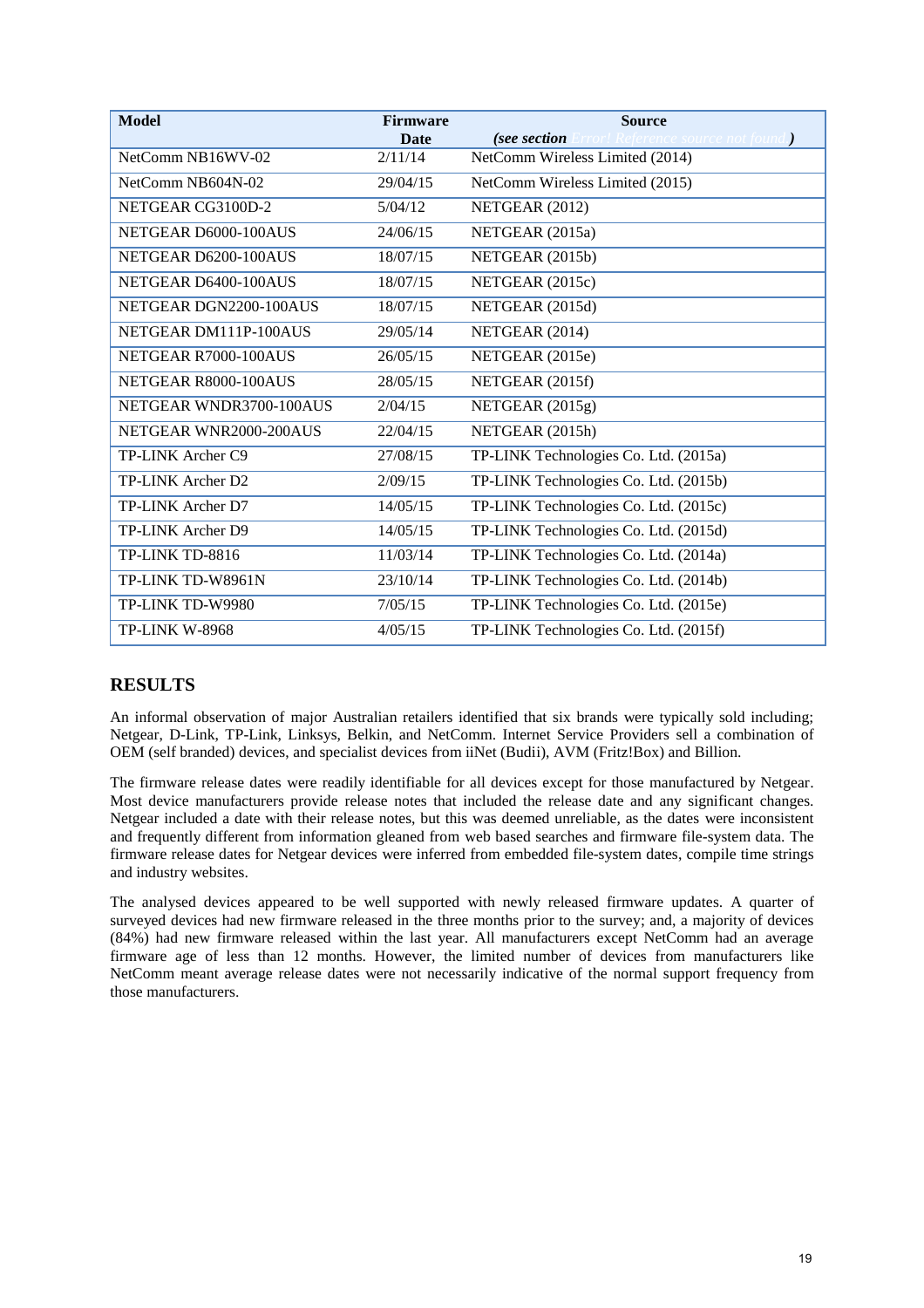| Model | Firmware Date | Source *(see section Error! Reference source not found.)* |
|---|---|---|
| NetComm NB16WV-02 | 2/11/14 | NetComm Wireless Limited (2014) |
| NetComm NB604N-02 | 29/04/15 | NetComm Wireless Limited (2015) |
| NETGEAR CG3100D-2 | 5/04/12 | NETGEAR (2012) |
| NETGEAR D6000-100AUS | 24/06/15 | NETGEAR (2015a) |
| NETGEAR D6200-100AUS | 18/07/15 | NETGEAR (2015b) |
| NETGEAR D6400-100AUS | 18/07/15 | NETGEAR (2015c) |
| NETGEAR DGN2200-100AUS | 18/07/15 | NETGEAR (2015d) |
| NETGEAR DM111P-100AUS | 29/05/14 | NETGEAR (2014) |
| NETGEAR R7000-100AUS | 26/05/15 | NETGEAR (2015e) |
| NETGEAR R8000-100AUS | 28/05/15 | NETGEAR (2015f) |
| NETGEAR WNDR3700-100AUS | 2/04/15 | NETGEAR (2015g) |
| NETGEAR WNR2000-200AUS | 22/04/15 | NETGEAR (2015h) |
| TP-LINK Archer C9 | 27/08/15 | TP-LINK Technologies Co. Ltd. (2015a) |
| TP-LINK Archer D2 | 2/09/15 | TP-LINK Technologies Co. Ltd. (2015b) |
| TP-LINK Archer D7 | 14/05/15 | TP-LINK Technologies Co. Ltd. (2015c) |
| TP-LINK Archer D9 | 14/05/15 | TP-LINK Technologies Co. Ltd. (2015d) |
| TP-LINK TD-8816 | 11/03/14 | TP-LINK Technologies Co. Ltd. (2014a) |
| TP-LINK TD-W8961N | 23/10/14 | TP-LINK Technologies Co. Ltd. (2014b) |
| TP-LINK TD-W9980 | 7/05/15 | TP-LINK Technologies Co. Ltd. (2015e) |
| TP-LINK W-8968 | 4/05/15 | TP-LINK Technologies Co. Ltd. (2015f) |

## RESULTS

An informal observation of major Australian retailers identified that six brands were typically sold including; Netgear, D-Link, TP-Link, Linksys, Belkin, and NetComm. Internet Service Providers sell a combination of OEM (self branded) devices, and specialist devices from iiNet (Budii), AVM (Fritz!Box) and Billion.

The firmware release dates were readily identifiable for all devices except for those manufactured by Netgear. Most device manufacturers provide release notes that included the release date and any significant changes. Netgear included a date with their release notes, but this was deemed unreliable, as the dates were inconsistent and frequently different from information gleaned from web based searches and firmware file-system data. The firmware release dates for Netgear devices were inferred from embedded file-system dates, compile time strings and industry websites.

The analysed devices appeared to be well supported with newly released firmware updates. A quarter of surveyed devices had new firmware released in the three months prior to the survey; and, a majority of devices (84%) had new firmware released within the last year. All manufacturers except NetComm had an average firmware age of less than 12 months. However, the limited number of devices from manufacturers like NetComm meant average release dates were not necessarily indicative of the normal support frequency from those manufacturers.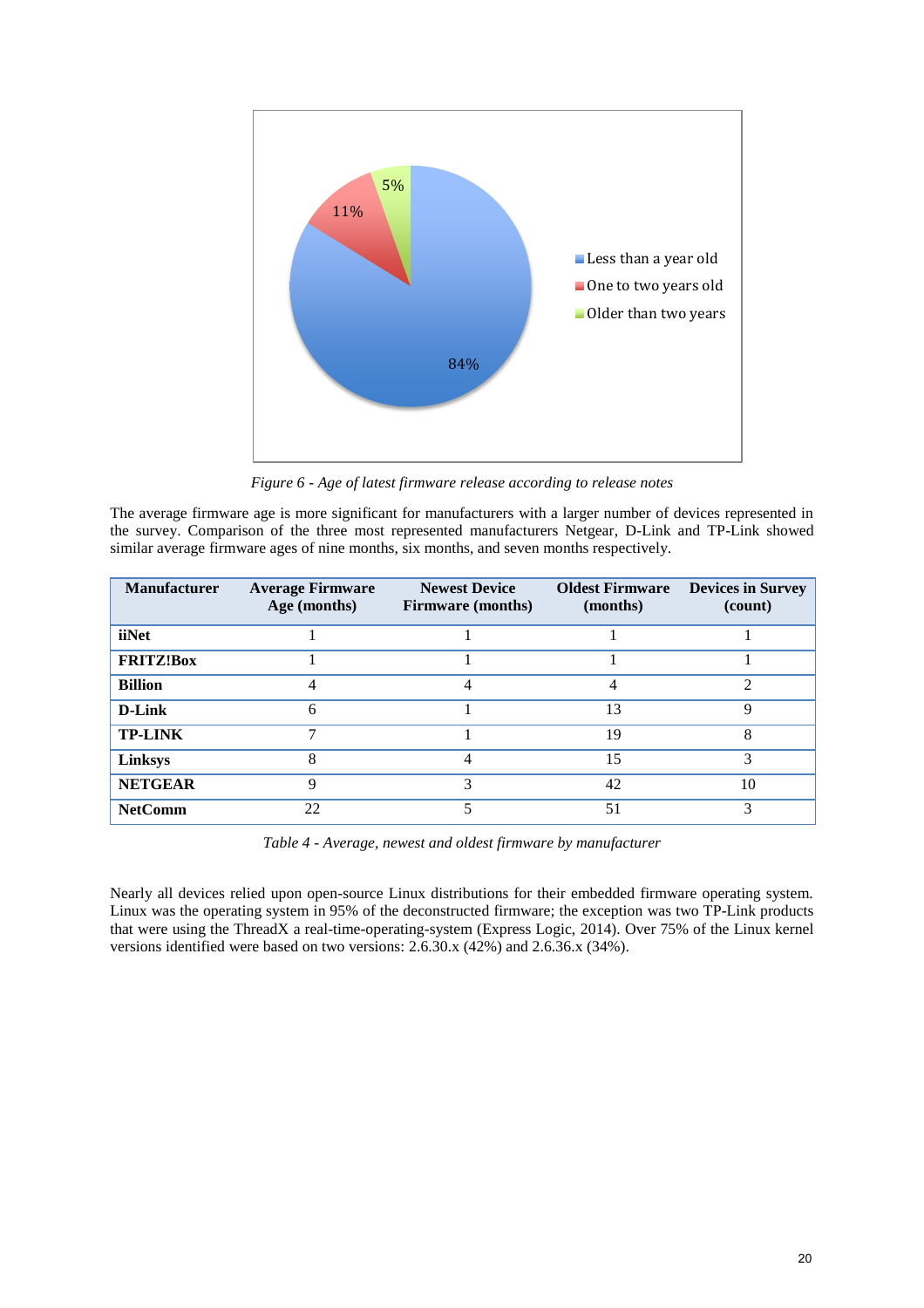*Figure 6 - Age of latest firmware release according to release notes*

The average firmware age is more significant for manufacturers with a larger number of devices represented in the survey. Comparison of the three most represented manufacturers Netgear, D-Link and TP-Link showed similar average firmware ages of nine months, six months, and seven months respectively.

| Manufacturer | Average Firmware Age (months) | Newest Device Firmware (months) | Oldest Firmware (months) | Devices in Survey (count) |
|---|---|---|---|---|
| **iiNet** | 1 | 1 | 1 | 1 |
| **FRITZ!Box** | 1 | 1 | 1 | 1 |
| **Billion** | 4 | 4 | 4 | 2 |
| **D-Link** | 6 | 1 | 13 | 9 |
| **TP-LINK** | 7 | 1 | 19 | 8 |
| **Linksys** | 8 | 4 | 15 | 3 |
| **NETGEAR** | 9 | 3 | 42 | 10 |
| **NetComm** | 22 | 5 | 51 | 3 |

*Table 4 - Average, newest and oldest firmware by manufacturer*

Nearly all devices relied upon open-source Linux distributions for their embedded firmware operating system. Linux was the operating system in 95% of the deconstructed firmware; the exception was two TP-Link products that were using the ThreadX a real-time-operating-system (Express Logic, 2014). Over 75% of the Linux kernel versions identified were based on two versions: 2.6.30.x (42%) and 2.6.36.x (34%).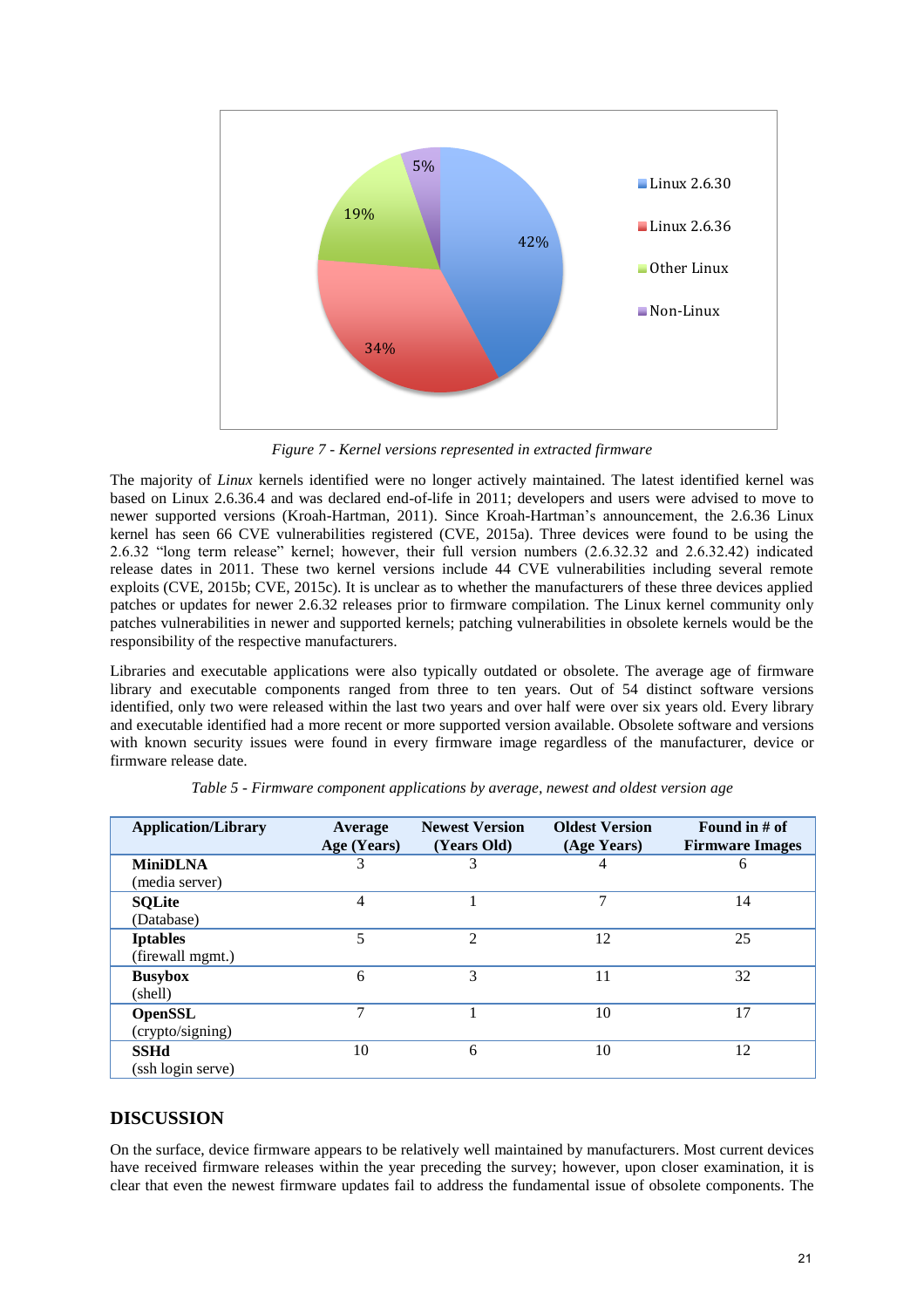*Figure 7 - Kernel versions represented in extracted firmware*

The majority of *Linux* kernels identified were no longer actively maintained. The latest identified kernel was based on Linux 2.6.36.4 and was declared end-of-life in 2011; developers and users were advised to move to newer supported versions (Kroah-Hartman, 2011). Since Kroah-Hartman's announcement, the 2.6.36 Linux kernel has seen 66 CVE vulnerabilities registered (CVE, 2015a). Three devices were found to be using the 2.6.32 "long term release" kernel; however, their full version numbers (2.6.32.32 and 2.6.32.42) indicated release dates in 2011. These two kernel versions include 44 CVE vulnerabilities including several remote exploits (CVE, 2015b; CVE, 2015c). It is unclear as to whether the manufacturers of these three devices applied patches or updates for newer 2.6.32 releases prior to firmware compilation. The Linux kernel community only patches vulnerabilities in newer and supported kernels; patching vulnerabilities in obsolete kernels would be the responsibility of the respective manufacturers.

Libraries and executable applications were also typically outdated or obsolete. The average age of firmware library and executable components ranged from three to ten years. Out of 54 distinct software versions identified, only two were released within the last two years and over half were over six years old. Every library and executable identified had a more recent or more supported version available. Obsolete software and versions with known security issues were found in every firmware image regardless of the manufacturer, device or firmware release date.

*Table 5 - Firmware component applications by average, newest and oldest version age*

| Application/Library | Average Age (Years) | Newest Version (Years Old) | Oldest Version (Age Years) | Found in # of Firmware Images |
|---|---|---|---|---|
| **MiniDLNA** (media server) | 3 | 3 | 4 | 6 |
| **SQLite** (Database) | 4 | 1 | 7 | 14 |
| **Iptables** (firewall mgmt.) | 5 | 2 | 12 | 25 |
| **Busybox** (shell) | 6 | 3 | 11 | 32 |
| **OpenSSL** (crypto/signing) | 7 | 1 | 10 | 17 |
| **SSHd** (ssh login serve) | 10 | 6 | 10 | 12 |

## DISCUSSION

On the surface, device firmware appears to be relatively well maintained by manufacturers. Most current devices have received firmware releases within the year preceding the survey; however, upon closer examination, it is clear that even the newest firmware updates fail to address the fundamental issue of obsolete components. The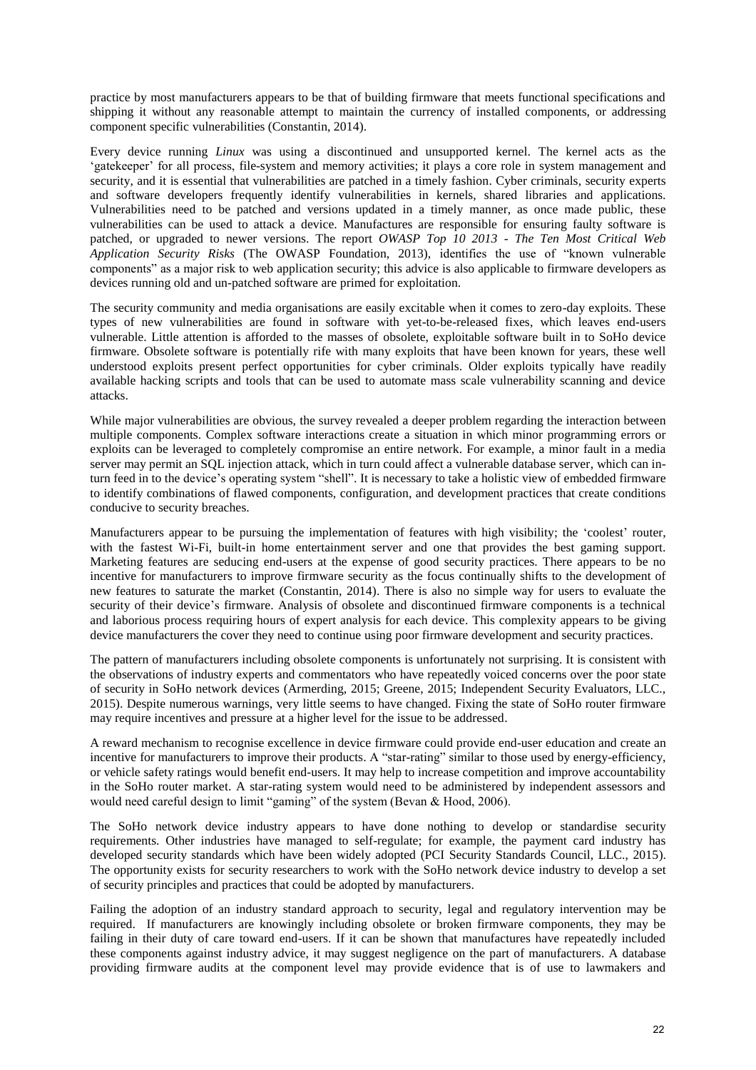practice by most manufacturers appears to be that of building firmware that meets functional specifications and shipping it without any reasonable attempt to maintain the currency of installed components, or addressing component specific vulnerabilities (Constantin, 2014).

Every device running *Linux* was using a discontinued and unsupported kernel. The kernel acts as the 'gatekeeper' for all process, file-system and memory activities; it plays a core role in system management and security, and it is essential that vulnerabilities are patched in a timely fashion. Cyber criminals, security experts and software developers frequently identify vulnerabilities in kernels, shared libraries and applications. Vulnerabilities need to be patched and versions updated in a timely manner, as once made public, these vulnerabilities can be used to attack a device. Manufactures are responsible for ensuring faulty software is patched, or upgraded to newer versions. The report *OWASP Top 10 2013 - The Ten Most Critical Web Application Security Risks* (The OWASP Foundation, 2013), identifies the use of "known vulnerable components" as a major risk to web application security; this advice is also applicable to firmware developers as devices running old and un-patched software are primed for exploitation.

The security community and media organisations are easily excitable when it comes to zero-day exploits. These types of new vulnerabilities are found in software with yet-to-be-released fixes, which leaves end-users vulnerable. Little attention is afforded to the masses of obsolete, exploitable software built in to SoHo device firmware. Obsolete software is potentially rife with many exploits that have been known for years, these well understood exploits present perfect opportunities for cyber criminals. Older exploits typically have readily available hacking scripts and tools that can be used to automate mass scale vulnerability scanning and device attacks.

While major vulnerabilities are obvious, the survey revealed a deeper problem regarding the interaction between multiple components. Complex software interactions create a situation in which minor programming errors or exploits can be leveraged to completely compromise an entire network. For example, a minor fault in a media server may permit an SQL injection attack, which in turn could affect a vulnerable database server, which can in-turn feed in to the device's operating system "shell". It is necessary to take a holistic view of embedded firmware to identify combinations of flawed components, configuration, and development practices that create conditions conducive to security breaches.

Manufacturers appear to be pursuing the implementation of features with high visibility; the 'coolest' router, with the fastest Wi-Fi, built-in home entertainment server and one that provides the best gaming support. Marketing features are seducing end-users at the expense of good security practices. There appears to be no incentive for manufacturers to improve firmware security as the focus continually shifts to the development of new features to saturate the market (Constantin, 2014). There is also no simple way for users to evaluate the security of their device's firmware. Analysis of obsolete and discontinued firmware components is a technical and laborious process requiring hours of expert analysis for each device. This complexity appears to be giving device manufacturers the cover they need to continue using poor firmware development and security practices.

The pattern of manufacturers including obsolete components is unfortunately not surprising. It is consistent with the observations of industry experts and commentators who have repeatedly voiced concerns over the poor state of security in SoHo network devices (Armerding, 2015; Greene, 2015; Independent Security Evaluators, LLC., 2015). Despite numerous warnings, very little seems to have changed. Fixing the state of SoHo router firmware may require incentives and pressure at a higher level for the issue to be addressed.

A reward mechanism to recognise excellence in device firmware could provide end-user education and create an incentive for manufacturers to improve their products. A "star-rating" similar to those used by energy-efficiency, or vehicle safety ratings would benefit end-users. It may help to increase competition and improve accountability in the SoHo router market. A star-rating system would need to be administered by independent assessors and would need careful design to limit "gaming" of the system (Bevan & Hood, 2006).

The SoHo network device industry appears to have done nothing to develop or standardise security requirements. Other industries have managed to self-regulate; for example, the payment card industry has developed security standards which have been widely adopted (PCI Security Standards Council, LLC., 2015). The opportunity exists for security researchers to work with the SoHo network device industry to develop a set of security principles and practices that could be adopted by manufacturers.

Failing the adoption of an industry standard approach to security, legal and regulatory intervention may be required. If manufacturers are knowingly including obsolete or broken firmware components, they may be failing in their duty of care toward end-users. If it can be shown that manufactures have repeatedly included these components against industry advice, it may suggest negligence on the part of manufacturers. A database providing firmware audits at the component level may provide evidence that is of use to lawmakers and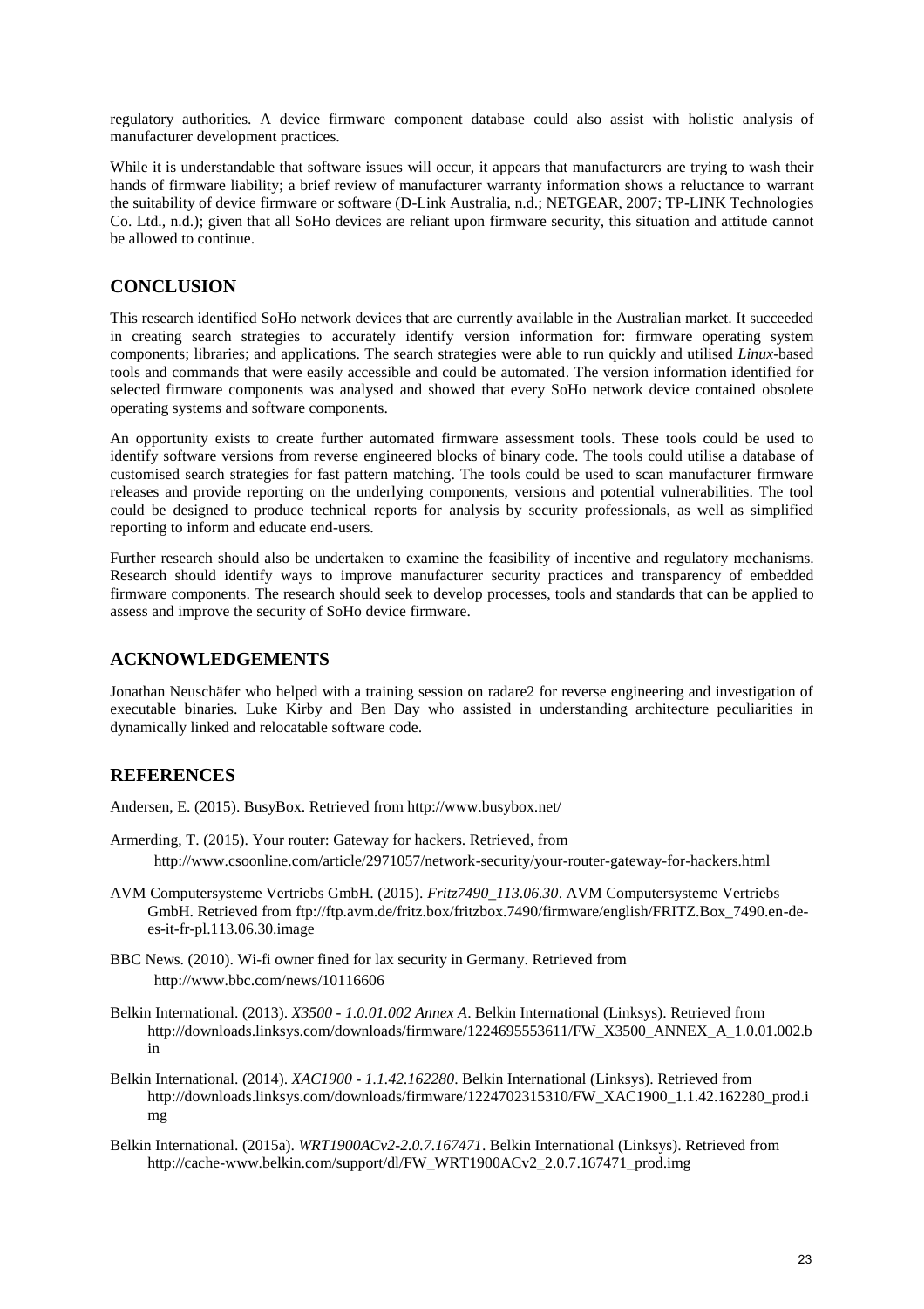regulatory authorities. A device firmware component database could also assist with holistic analysis of manufacturer development practices.

While it is understandable that software issues will occur, it appears that manufacturers are trying to wash their hands of firmware liability; a brief review of manufacturer warranty information shows a reluctance to warrant the suitability of device firmware or software (D-Link Australia, n.d.; NETGEAR, 2007; TP-LINK Technologies Co. Ltd., n.d.); given that all SoHo devices are reliant upon firmware security, this situation and attitude cannot be allowed to continue.

## CONCLUSION

This research identified SoHo network devices that are currently available in the Australian market. It succeeded in creating search strategies to accurately identify version information for: firmware operating system components; libraries; and applications. The search strategies were able to run quickly and utilised *Linux*-based tools and commands that were easily accessible and could be automated. The version information identified for selected firmware components was analysed and showed that every SoHo network device contained obsolete operating systems and software components.

An opportunity exists to create further automated firmware assessment tools. These tools could be used to identify software versions from reverse engineered blocks of binary code. The tools could utilise a database of customised search strategies for fast pattern matching. The tools could be used to scan manufacturer firmware releases and provide reporting on the underlying components, versions and potential vulnerabilities. The tool could be designed to produce technical reports for analysis by security professionals, as well as simplified reporting to inform and educate end-users.

Further research should also be undertaken to examine the feasibility of incentive and regulatory mechanisms. Research should identify ways to improve manufacturer security practices and transparency of embedded firmware components. The research should seek to develop processes, tools and standards that can be applied to assess and improve the security of SoHo device firmware.

## ACKNOWLEDGEMENTS

Jonathan Neuschäfer who helped with a training session on radare2 for reverse engineering and investigation of executable binaries. Luke Kirby and Ben Day who assisted in understanding architecture peculiarities in dynamically linked and relocatable software code.

## REFERENCES

Andersen, E. (2015). BusyBox. Retrieved from http://www.busybox.net/

Armerding, T. (2015). Your router: Gateway for hackers. Retrieved, from http://www.csoonline.com/article/2971057/network-security/your-router-gateway-for-hackers.html

AVM Computersysteme Vertriebs GmbH. (2015). *Fritz7490_113.06.30*. AVM Computersysteme Vertriebs GmbH. Retrieved from ftp://ftp.avm.de/fritz.box/fritzbox.7490/firmware/english/FRITZ.Box_7490.en-de-es-it-fr-pl.113.06.30.image

BBC News. (2010). Wi-fi owner fined for lax security in Germany. Retrieved from http://www.bbc.com/news/10116606

Belkin International. (2013). *X3500 - 1.0.01.002 Annex A*. Belkin International (Linksys). Retrieved from http://downloads.linksys.com/downloads/firmware/1224695553611/FW_X3500_ANNEX_A_1.0.01.002.bin

Belkin International. (2014). *XAC1900 - 1.1.42.162280*. Belkin International (Linksys). Retrieved from http://downloads.linksys.com/downloads/firmware/1224702315310/FW_XAC1900_1.1.42.162280_prod.img

Belkin International. (2015a). *WRT1900ACv2-2.0.7.167471*. Belkin International (Linksys). Retrieved from http://cache-www.belkin.com/support/dl/FW_WRT1900ACv2_2.0.7.167471_prod.img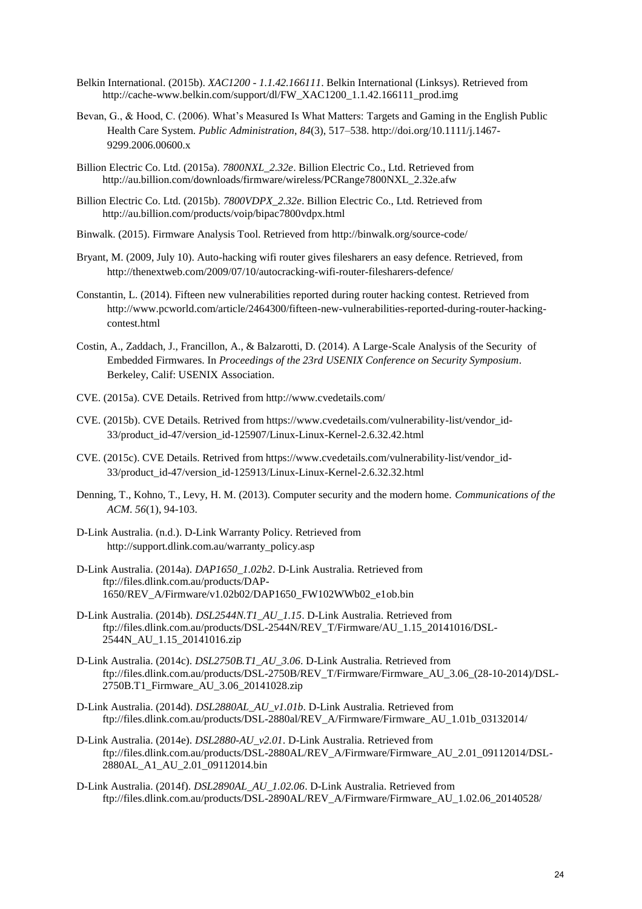Belkin International. (2015b). *XAC1200 - 1.1.42.166111*. Belkin International (Linksys). Retrieved from http://cache-www.belkin.com/support/dl/FW_XAC1200_1.1.42.166111_prod.img

Bevan, G., & Hood, C. (2006). What's Measured Is What Matters: Targets and Gaming in the English Public Health Care System. *Public Administration*, *84*(3), 517–538. http://doi.org/10.1111/j.1467-9299.2006.00600.x

Billion Electric Co. Ltd. (2015a). *7800NXL_2.32e*. Billion Electric Co., Ltd. Retrieved from http://au.billion.com/downloads/firmware/wireless/PCRange7800NXL_2.32e.afw

Billion Electric Co. Ltd. (2015b). *7800VDPX_2.32e*. Billion Electric Co., Ltd. Retrieved from http://au.billion.com/products/voip/bipac7800vdpx.html

Binwalk. (2015). Firmware Analysis Tool. Retrieved from http://binwalk.org/source-code/

Bryant, M. (2009, July 10). Auto-hacking wifi router gives filesharers an easy defence. Retrieved, from http://thenextweb.com/2009/07/10/autocracking-wifi-router-filesharers-defence/

Constantin, L. (2014). Fifteen new vulnerabilities reported during router hacking contest. Retrieved from http://www.pcworld.com/article/2464300/fifteen-new-vulnerabilities-reported-during-router-hacking-contest.html

Costin, A., Zaddach, J., Francillon, A., & Balzarotti, D. (2014). A Large-Scale Analysis of the Security of Embedded Firmwares. In *Proceedings of the 23rd USENIX Conference on Security Symposium*. Berkeley, Calif: USENIX Association.

CVE. (2015a). CVE Details. Retrived from http://www.cvedetails.com/

CVE. (2015b). CVE Details. Retrived from https://www.cvedetails.com/vulnerability-list/vendor_id-33/product_id-47/version_id-125907/Linux-Linux-Kernel-2.6.32.42.html

CVE. (2015c). CVE Details. Retrived from https://www.cvedetails.com/vulnerability-list/vendor_id-33/product_id-47/version_id-125913/Linux-Linux-Kernel-2.6.32.32.html

Denning, T., Kohno, T., Levy, H. M. (2013). Computer security and the modern home. *Communications of the ACM*. *56*(1), 94-103.

D-Link Australia. (n.d.). D-Link Warranty Policy. Retrieved from http://support.dlink.com.au/warranty_policy.asp

D-Link Australia. (2014a). *DAP1650_1.02b2*. D-Link Australia. Retrieved from ftp://files.dlink.com.au/products/DAP-1650/REV_A/Firmware/v1.02b02/DAP1650_FW102WWb02_e1ob.bin

D-Link Australia. (2014b). *DSL2544N.T1_AU_1.15*. D-Link Australia. Retrieved from ftp://files.dlink.com.au/products/DSL-2544N/REV_T/Firmware/AU_1.15_20141016/DSL-2544N_AU_1.15_20141016.zip

D-Link Australia. (2014c). *DSL2750B.T1_AU_3.06*. D-Link Australia. Retrieved from ftp://files.dlink.com.au/products/DSL-2750B/REV_T/Firmware/Firmware_AU_3.06_(28-10-2014)/DSL-2750B.T1_Firmware_AU_3.06_20141028.zip

D-Link Australia. (2014d). *DSL2880AL_AU_v1.01b*. D-Link Australia. Retrieved from ftp://files.dlink.com.au/products/DSL-2880al/REV_A/Firmware/Firmware_AU_1.01b_03132014/

D-Link Australia. (2014e). *DSL2880-AU_v2.01*. D-Link Australia. Retrieved from ftp://files.dlink.com.au/products/DSL-2880AL/REV_A/Firmware/Firmware_AU_2.01_09112014/DSL-2880AL_A1_AU_2.01_09112014.bin

D-Link Australia. (2014f). *DSL2890AL_AU_1.02.06*. D-Link Australia. Retrieved from ftp://files.dlink.com.au/products/DSL-2890AL/REV_A/Firmware/Firmware_AU_1.02.06_20140528/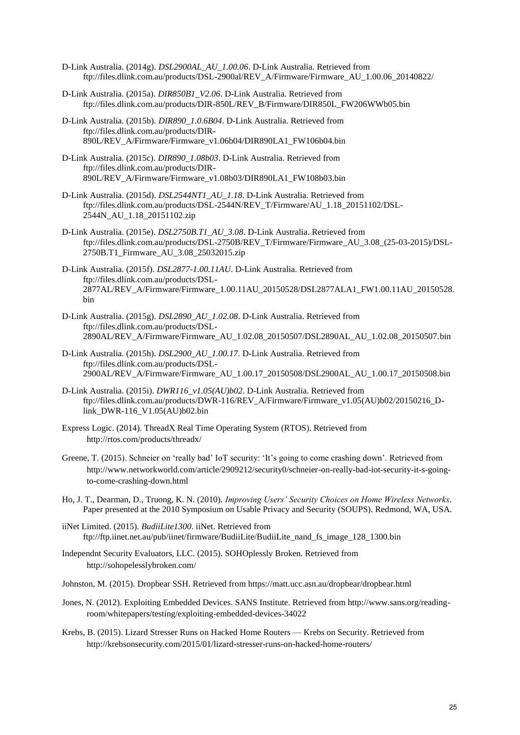D-Link Australia. (2014g). *DSL2900AL_AU_1.00.06*. D-Link Australia. Retrieved from ftp://files.dlink.com.au/products/DSL-2900al/REV_A/Firmware/Firmware_AU_1.00.06_20140822/

D-Link Australia. (2015a). *DIR850B1_V2.06*. D-Link Australia. Retrieved from ftp://files.dlink.com.au/products/DIR-850L/REV_B/Firmware/DIR850L_FW206WWb05.bin

D-Link Australia. (2015b). *DIR890_1.0.6B04*. D-Link Australia. Retrieved from ftp://files.dlink.com.au/products/DIR-890L/REV_A/Firmware/Firmware_v1.06b04/DIR890LA1_FW106b04.bin

D-Link Australia. (2015c). *DIR890_1.08b03*. D-Link Australia. Retrieved from ftp://files.dlink.com.au/products/DIR-890L/REV_A/Firmware/Firmware_v1.08b03/DIR890LA1_FW108b03.bin

D-Link Australia. (2015d). *DSL2544NT1_AU_1.18*. D-Link Australia. Retrieved from ftp://files.dlink.com.au/products/DSL-2544N/REV_T/Firmware/AU_1.18_20151102/DSL-2544N_AU_1.18_20151102.zip

D-Link Australia. (2015e). *DSL2750B.T1_AU_3.08*. D-Link Australia. Retrieved from ftp://files.dlink.com.au/products/DSL-2750B/REV_T/Firmware/Firmware_AU_3.08_(25-03-2015)/DSL-2750B.T1_Firmware_AU_3.08_25032015.zip

D-Link Australia. (2015f). *DSL2877-1.00.11AU*. D-Link Australia. Retrieved from ftp://files.dlink.com.au/products/DSL-2877AL/REV_A/Firmware/Firmware_1.00.11AU_20150528/DSL2877ALA1_FW1.00.11AU_20150528.bin

D-Link Australia. (2015g). *DSL2890_AU_1.02.08*. D-Link Australia. Retrieved from ftp://files.dlink.com.au/products/DSL-2890AL/REV_A/Firmware/Firmware_AU_1.02.08_20150507/DSL2890AL_AU_1.02.08_20150507.bin

D-Link Australia. (2015h). *DSL2900_AU_1.00.17*. D-Link Australia. Retrieved from ftp://files.dlink.com.au/products/DSL-2900AL/REV_A/Firmware/Firmware_AU_1.00.17_20150508/DSL2900AL_AU_1.00.17_20150508.bin

D-Link Australia. (2015i). *DWR116_v1.05(AU)b02*. D-Link Australia. Retrieved from ftp://files.dlink.com.au/products/DWR-116/REV_A/Firmware/Firmware_v1.05(AU)b02/20150216_D-link_DWR-116_V1.05(AU)b02.bin

Express Logic. (2014). ThreadX Real Time Operating System (RTOS). Retrieved from http://rtos.com/products/threadx/

Greene, T. (2015). Schneier on 'really bad' IoT security: 'It's going to come crashing down'. Retrieved from http://www.networkworld.com/article/2909212/security0/schneier-on-really-bad-iot-security-it-s-going-to-come-crashing-down.html

Ho, J. T., Dearman, D., Truong, K. N. (2010). *Improving Users' Security Choices on Home Wireless Networks*. Paper presented at the 2010 Symposium on Usable Privacy and Security (SOUPS). Redmond, WA, USA.

iiNet Limited. (2015). *BudiiLite1300*. iiNet. Retrieved from ftp://ftp.iinet.net.au/pub/iinet/firmware/BudiiLite/BudiiLite_nand_fs_image_128_1300.bin

Independnt Security Evaluators, LLC. (2015). SOHOplessly Broken. Retrieved from http://sohopelesslybroken.com/

Johnston, M. (2015). Dropbear SSH. Retrieved from https://matt.ucc.asn.au/dropbear/dropbear.html

Jones, N. (2012). Exploiting Embedded Devices. SANS Institute. Retrieved from http://www.sans.org/reading-room/whitepapers/testing/exploiting-embedded-devices-34022

Krebs, B. (2015). Lizard Stresser Runs on Hacked Home Routers — Krebs on Security. Retrieved from http://krebsonsecurity.com/2015/01/lizard-stresser-runs-on-hacked-home-routers/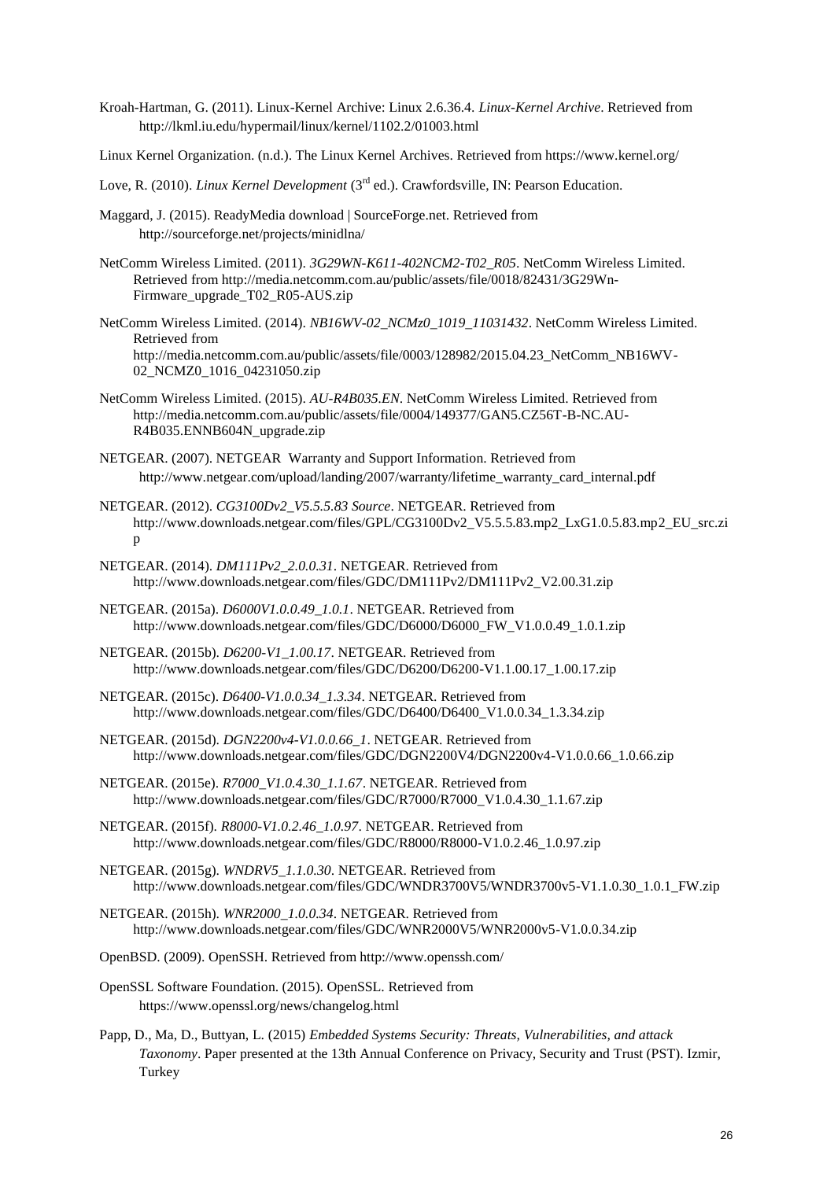Kroah-Hartman, G. (2011). Linux-Kernel Archive: Linux 2.6.36.4. *Linux-Kernel Archive*. Retrieved from http://lkml.iu.edu/hypermail/linux/kernel/1102.2/01003.html

Linux Kernel Organization. (n.d.). The Linux Kernel Archives. Retrieved from https://www.kernel.org/

Love, R. (2010). *Linux Kernel Development* (3rd ed.). Crawfordsville, IN: Pearson Education.

Maggard, J. (2015). ReadyMedia download | SourceForge.net. Retrieved from http://sourceforge.net/projects/minidlna/

NetComm Wireless Limited. (2011). *3G29WN-K611-402NCM2-T02_R05*. NetComm Wireless Limited. Retrieved from http://media.netcomm.com.au/public/assets/file/0018/82431/3G29Wn-Firmware_upgrade_T02_R05-AUS.zip

NetComm Wireless Limited. (2014). *NB16WV-02_NCMz0_1019_11031432*. NetComm Wireless Limited. Retrieved from http://media.netcomm.com.au/public/assets/file/0003/128982/2015.04.23_NetComm_NB16WV-02_NCMZ0_1016_04231050.zip

NetComm Wireless Limited. (2015). *AU-R4B035.EN*. NetComm Wireless Limited. Retrieved from http://media.netcomm.com.au/public/assets/file/0004/149377/GAN5.CZ56T-B-NC.AU-R4B035.ENNB604N_upgrade.zip

NETGEAR. (2007). NETGEAR Warranty and Support Information. Retrieved from http://www.netgear.com/upload/landing/2007/warranty/lifetime_warranty_card_internal.pdf

NETGEAR. (2012). *CG3100Dv2_V5.5.5.83 Source*. NETGEAR. Retrieved from http://www.downloads.netgear.com/files/GPL/CG3100Dv2_V5.5.5.83.mp2_LxG1.0.5.83.mp2_EU_src.zip

NETGEAR. (2014). *DM111Pv2_2.0.0.31*. NETGEAR. Retrieved from http://www.downloads.netgear.com/files/GDC/DM111Pv2/DM111Pv2_V2.00.31.zip

NETGEAR. (2015a). *D6000V1.0.0.49_1.0.1*. NETGEAR. Retrieved from http://www.downloads.netgear.com/files/GDC/D6000/D6000_FW_V1.0.0.49_1.0.1.zip

NETGEAR. (2015b). *D6200-V1_1.00.17*. NETGEAR. Retrieved from http://www.downloads.netgear.com/files/GDC/D6200/D6200-V1.1.00.17_1.00.17.zip

NETGEAR. (2015c). *D6400-V1.0.0.34_1.3.34*. NETGEAR. Retrieved from http://www.downloads.netgear.com/files/GDC/D6400/D6400_V1.0.0.34_1.3.34.zip

NETGEAR. (2015d). *DGN2200v4-V1.0.0.66_1*. NETGEAR. Retrieved from http://www.downloads.netgear.com/files/GDC/DGN2200V4/DGN2200v4-V1.0.0.66_1.0.66.zip

NETGEAR. (2015e). *R7000_V1.0.4.30_1.1.67*. NETGEAR. Retrieved from http://www.downloads.netgear.com/files/GDC/R7000/R7000_V1.0.4.30_1.1.67.zip

NETGEAR. (2015f). *R8000-V1.0.2.46_1.0.97*. NETGEAR. Retrieved from http://www.downloads.netgear.com/files/GDC/R8000/R8000-V1.0.2.46_1.0.97.zip

NETGEAR. (2015g). *WNDRV5_1.1.0.30*. NETGEAR. Retrieved from http://www.downloads.netgear.com/files/GDC/WNDR3700V5/WNDR3700v5-V1.1.0.30_1.0.1_FW.zip

NETGEAR. (2015h). *WNR2000_1.0.0.34*. NETGEAR. Retrieved from http://www.downloads.netgear.com/files/GDC/WNR2000V5/WNR2000v5-V1.0.0.34.zip

OpenBSD. (2009). OpenSSH. Retrieved from http://www.openssh.com/

OpenSSL Software Foundation. (2015). OpenSSL. Retrieved from https://www.openssl.org/news/changelog.html

Papp, D., Ma, D., Buttyan, L. (2015) *Embedded Systems Security: Threats, Vulnerabilities, and attack Taxonomy*. Paper presented at the 13th Annual Conference on Privacy, Security and Trust (PST). Izmir, Turkey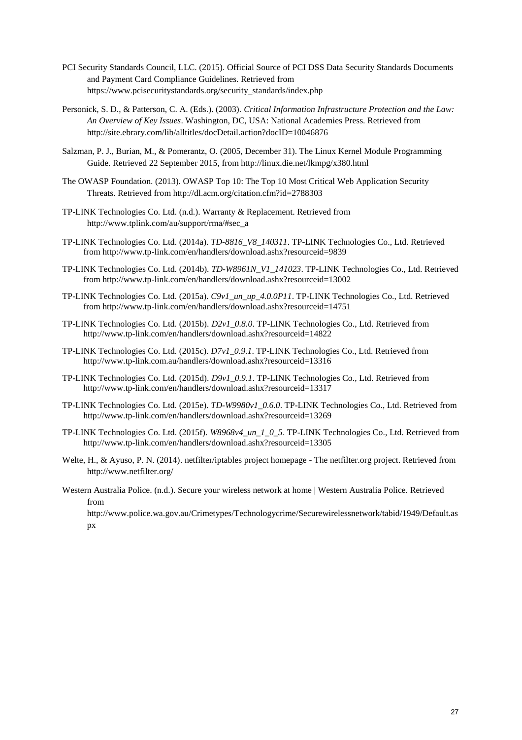PCI Security Standards Council, LLC. (2015). Official Source of PCI DSS Data Security Standards Documents and Payment Card Compliance Guidelines. Retrieved from https://www.pcisecuritystandards.org/security_standards/index.php

Personick, S. D., & Patterson, C. A. (Eds.). (2003). *Critical Information Infrastructure Protection and the Law: An Overview of Key Issues*. Washington, DC, USA: National Academies Press. Retrieved from http://site.ebrary.com/lib/alltitles/docDetail.action?docID=10046876

Salzman, P. J., Burian, M., & Pomerantz, O. (2005, December 31). The Linux Kernel Module Programming Guide. Retrieved 22 September 2015, from http://linux.die.net/lkmpg/x380.html

The OWASP Foundation. (2013). OWASP Top 10: The Top 10 Most Critical Web Application Security Threats. Retrieved from http://dl.acm.org/citation.cfm?id=2788303

TP-LINK Technologies Co. Ltd. (n.d.). Warranty & Replacement. Retrieved from http://www.tplink.com/au/support/rma/#sec_a

TP-LINK Technologies Co. Ltd. (2014a). *TD-8816_V8_140311*. TP-LINK Technologies Co., Ltd. Retrieved from http://www.tp-link.com/en/handlers/download.ashx?resourceid=9839

TP-LINK Technologies Co. Ltd. (2014b). *TD-W8961N_V1_141023*. TP-LINK Technologies Co., Ltd. Retrieved from http://www.tp-link.com/en/handlers/download.ashx?resourceid=13002

TP-LINK Technologies Co. Ltd. (2015a). *C9v1_un_up_4.0.0P11*. TP-LINK Technologies Co., Ltd. Retrieved from http://www.tp-link.com/en/handlers/download.ashx?resourceid=14751

TP-LINK Technologies Co. Ltd. (2015b). *D2v1_0.8.0*. TP-LINK Technologies Co., Ltd. Retrieved from http://www.tp-link.com/en/handlers/download.ashx?resourceid=14822

TP-LINK Technologies Co. Ltd. (2015c). *D7v1_0.9.1*. TP-LINK Technologies Co., Ltd. Retrieved from http://www.tp-link.com.au/handlers/download.ashx?resourceid=13316

TP-LINK Technologies Co. Ltd. (2015d). *D9v1_0.9.1*. TP-LINK Technologies Co., Ltd. Retrieved from http://www.tp-link.com.au/handlers/download.ashx?resourceid=13317

TP-LINK Technologies Co. Ltd. (2015e). *TD-W9980v1_0.6.0*. TP-LINK Technologies Co., Ltd. Retrieved from http://www.tp-link.com/en/handlers/download.ashx?resourceid=13269

TP-LINK Technologies Co. Ltd. (2015f). *W8968v4_un_1_0_5*. TP-LINK Technologies Co., Ltd. Retrieved from http://www.tp-link.com/en/handlers/download.ashx?resourceid=13305

Welte, H., & Ayuso, P. N. (2014). netfilter/iptables project homepage - The netfilter.org project. Retrieved from http://www.netfilter.org/

Western Australia Police. (n.d.). Secure your wireless network at home | Western Australia Police. Retrieved from http://www.police.wa.gov.au/Crimetypes/Technologycrime/Securewirelessnetwork/tabid/1949/Default.aspx